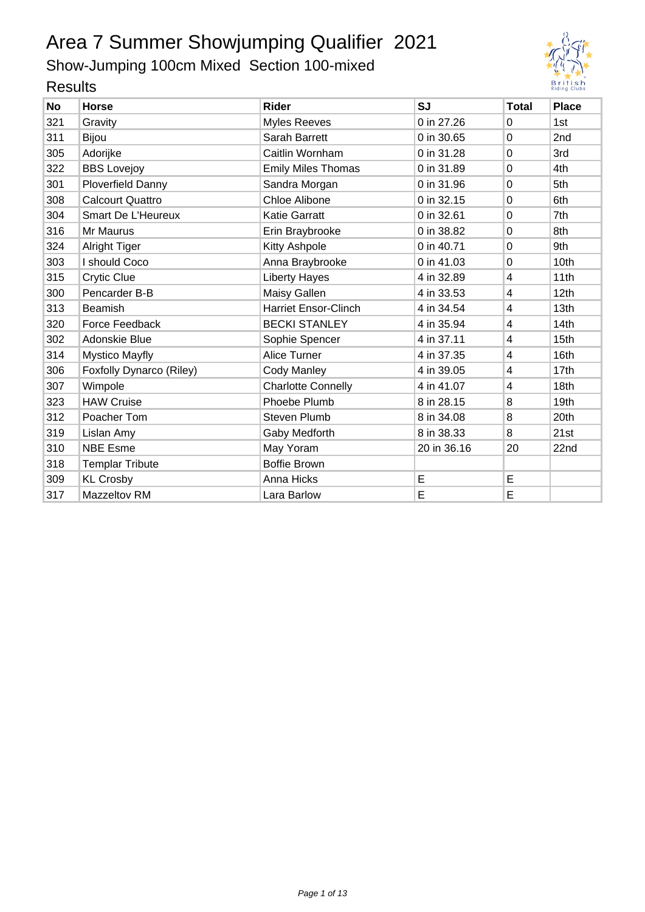# Area 7 Summer Showjumping Qualifier 2021

## Show-Jumping 100cm Mixed Section 100-mixed

### Results

| No | Horse | Rider | SJ | Total | Place |
|---|---|---|---|---|---|
| 321 | Gravity | Myles Reeves | 0 in 27.26 | 0 | 1st |
| 311 | Bijou | Sarah Barrett | 0 in 30.65 | 0 | 2nd |
| 305 | Adorijke | Caitlin Wornham | 0 in 31.28 | 0 | 3rd |
| 322 | BBS Lovejoy | Emily Miles Thomas | 0 in 31.89 | 0 | 4th |
| 301 | Ploverfield Danny | Sandra Morgan | 0 in 31.96 | 0 | 5th |
| 308 | Calcourt Quattro | Chloe Alibone | 0 in 32.15 | 0 | 6th |
| 304 | Smart De L'Heureux | Katie Garratt | 0 in 32.61 | 0 | 7th |
| 316 | Mr Maurus | Erin Braybrooke | 0 in 38.82 | 0 | 8th |
| 324 | Alright Tiger | Kitty Ashpole | 0 in 40.71 | 0 | 9th |
| 303 | I should Coco | Anna Braybrooke | 0 in 41.03 | 0 | 10th |
| 315 | Crytic Clue | Liberty Hayes | 4 in 32.89 | 4 | 11th |
| 300 | Pencarder B-B | Maisy Gallen | 4 in 33.53 | 4 | 12th |
| 313 | Beamish | Harriet Ensor-Clinch | 4 in 34.54 | 4 | 13th |
| 320 | Force Feedback | BECKI STANLEY | 4 in 35.94 | 4 | 14th |
| 302 | Adonskie Blue | Sophie Spencer | 4 in 37.11 | 4 | 15th |
| 314 | Mystico Mayfly | Alice Turner | 4 in 37.35 | 4 | 16th |
| 306 | Foxfolly Dynarco (Riley) | Cody Manley | 4 in 39.05 | 4 | 17th |
| 307 | Wimpole | Charlotte Connelly | 4 in 41.07 | 4 | 18th |
| 323 | HAW Cruise | Phoebe Plumb | 8 in 28.15 | 8 | 19th |
| 312 | Poacher Tom | Steven Plumb | 8 in 34.08 | 8 | 20th |
| 319 | Lislan Amy | Gaby Medforth | 8 in 38.33 | 8 | 21st |
| 310 | NBE Esme | May Yoram | 20 in 36.16 | 20 | 22nd |
| 318 | Templar Tribute | Boffie Brown | | | |
| 309 | KL Crosby | Anna Hicks | E | E | |
| 317 | Mazzeltov RM | Lara Barlow | E | E | |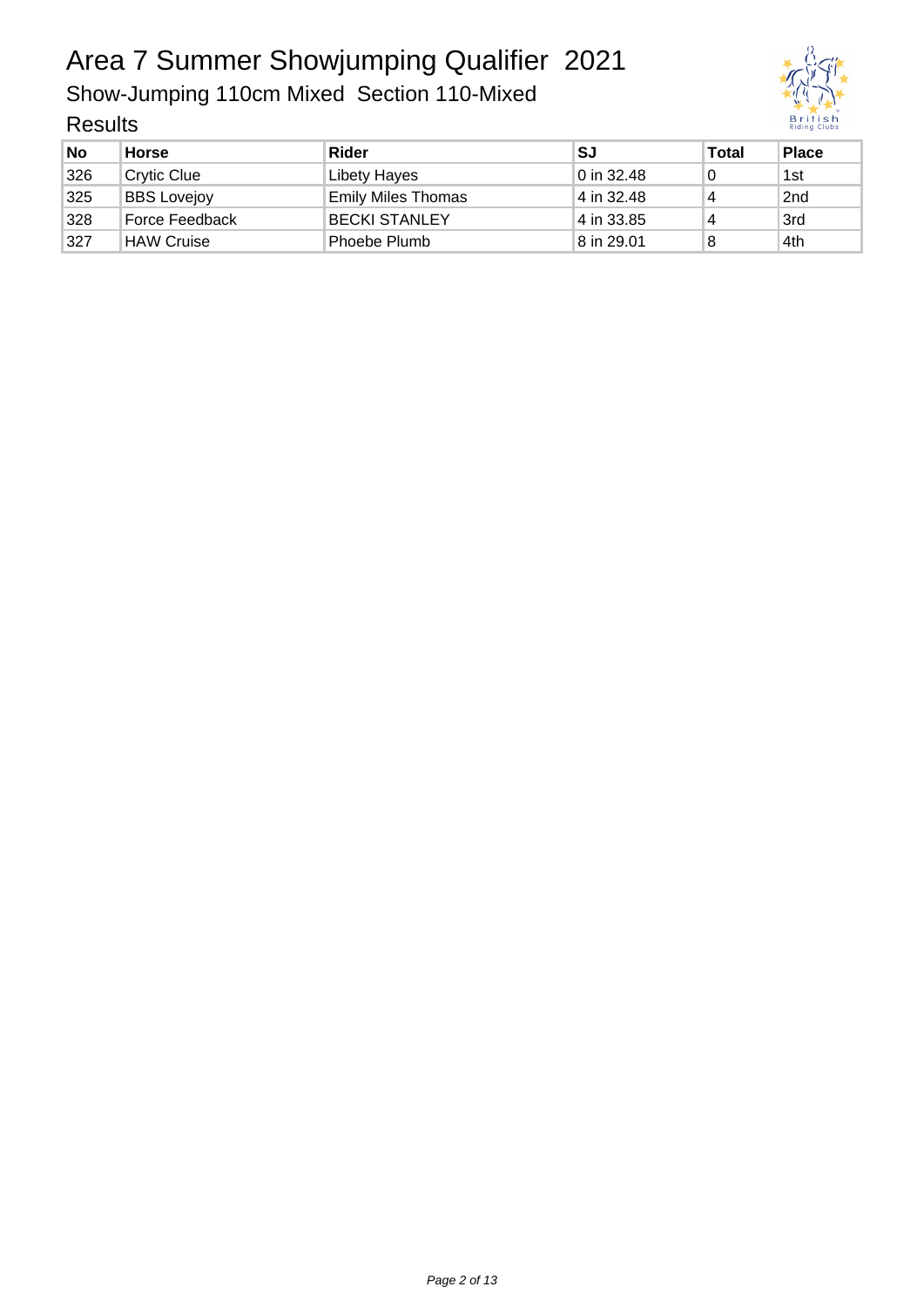# Area 7 Summer Showjumping Qualifier 2021

## Show-Jumping 110cm Mixed Section 110-Mixed

### Results

| No | Horse | Rider | SJ | Total | Place |
|---|---|---|---|---|---|
| 326 | Crytic Clue | Libety Hayes | 0 in 32.48 | 0 | 1st |
| 325 | BBS Lovejoy | Emily Miles Thomas | 4 in 32.48 | 4 | 2nd |
| 328 | Force Feedback | BECKI STANLEY | 4 in 33.85 | 4 | 3rd |
| 327 | HAW Cruise | Phoebe Plumb | 8 in 29.01 | 8 | 4th |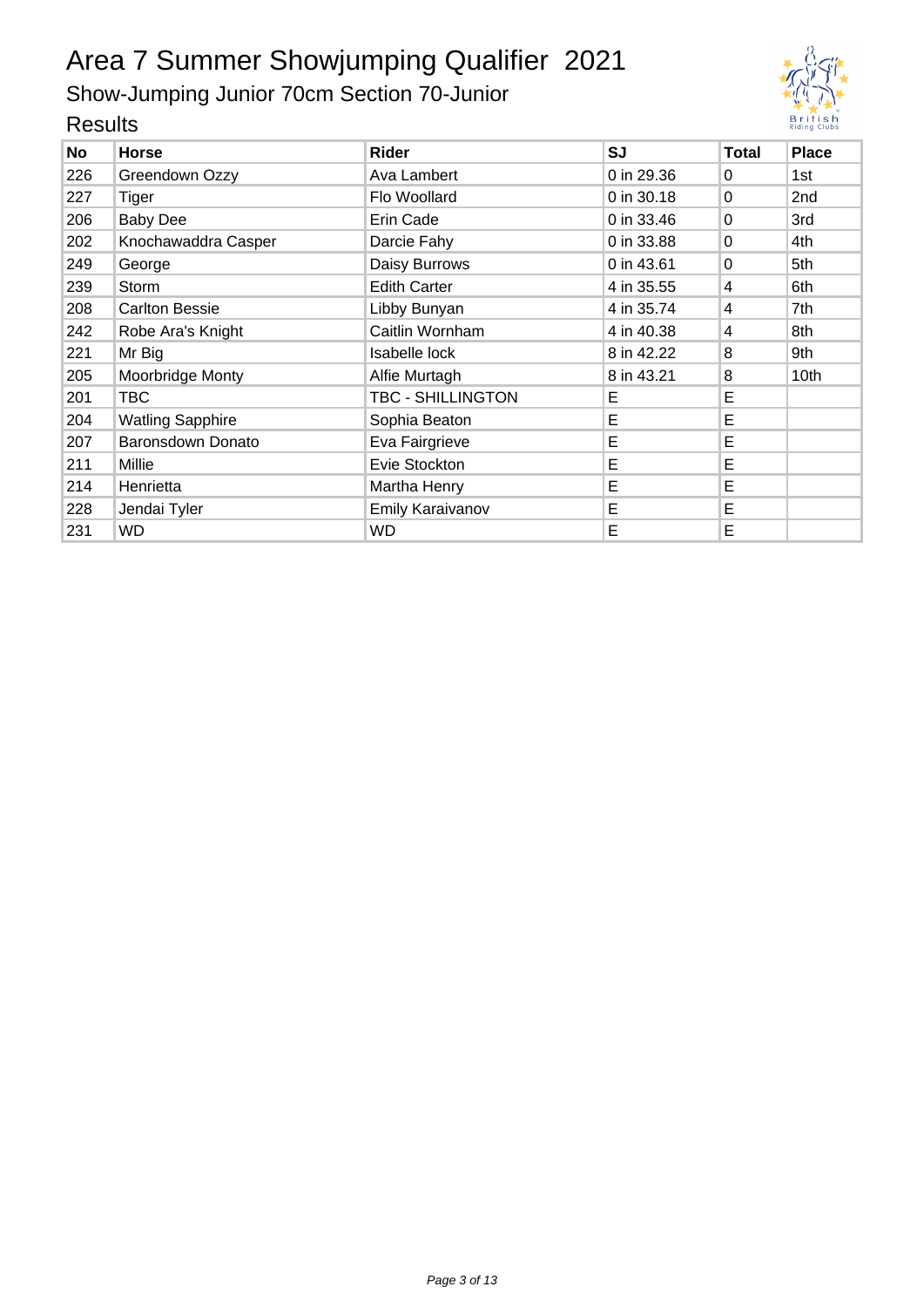# Area 7 Summer Showjumping Qualifier 2021

## Show-Jumping Junior 70cm Section 70-Junior

### Results

| No | Horse | Rider | SJ | Total | Place |
|---|---|---|---|---|---|
| 226 | Greendown Ozzy | Ava Lambert | 0 in 29.36 | 0 | 1st |
| 227 | Tiger | Flo Woollard | 0 in 30.18 | 0 | 2nd |
| 206 | Baby Dee | Erin Cade | 0 in 33.46 | 0 | 3rd |
| 202 | Knochawaddra Casper | Darcie Fahy | 0 in 33.88 | 0 | 4th |
| 249 | George | Daisy Burrows | 0 in 43.61 | 0 | 5th |
| 239 | Storm | Edith Carter | 4 in 35.55 | 4 | 6th |
| 208 | Carlton Bessie | Libby Bunyan | 4 in 35.74 | 4 | 7th |
| 242 | Robe Ara's Knight | Caitlin Wornham | 4 in 40.38 | 4 | 8th |
| 221 | Mr Big | Isabelle lock | 8 in 42.22 | 8 | 9th |
| 205 | Moorbridge Monty | Alfie Murtagh | 8 in 43.21 | 8 | 10th |
| 201 | TBC | TBC - SHILLINGTON | E | E | |
| 204 | Watling Sapphire | Sophia Beaton | E | E | |
| 207 | Baronsdown Donato | Eva Fairgrieve | E | E | |
| 211 | Millie | Evie Stockton | E | E | |
| 214 | Henrietta | Martha Henry | E | E | |
| 228 | Jendai Tyler | Emily Karaivanov | E | E | |
| 231 | WD | WD | E | E | |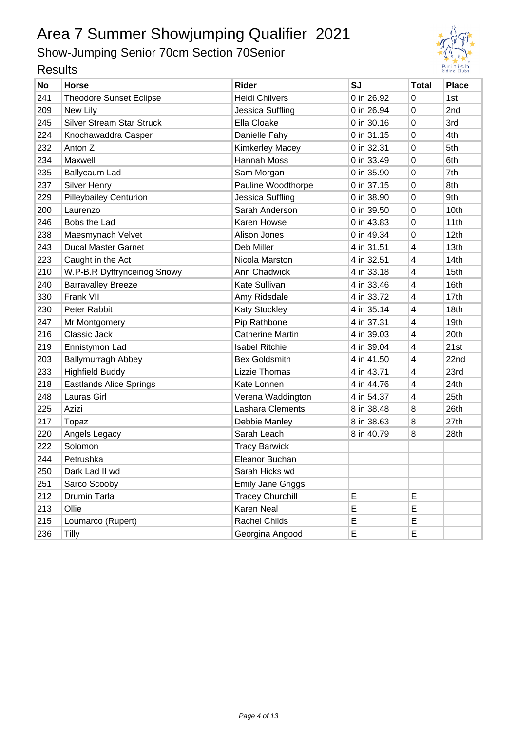# Area 7 Summer Showjumping Qualifier 2021

## Show-Jumping Senior 70cm Section 70Senior

### Results

| No | Horse | Rider | SJ | Total | Place |
|---|---|---|---|---|---|
| 241 | Theodore Sunset Eclipse | Heidi Chilvers | 0 in 26.92 | 0 | 1st |
| 209 | New Lily | Jessica Suffling | 0 in 26.94 | 0 | 2nd |
| 245 | Silver Stream Star Struck | Ella Cloake | 0 in 30.16 | 0 | 3rd |
| 224 | Knochawaddra Casper | Danielle Fahy | 0 in 31.15 | 0 | 4th |
| 232 | Anton Z | Kimkerley Macey | 0 in 32.31 | 0 | 5th |
| 234 | Maxwell | Hannah Moss | 0 in 33.49 | 0 | 6th |
| 235 | Ballycaum Lad | Sam Morgan | 0 in 35.90 | 0 | 7th |
| 237 | Silver Henry | Pauline Woodthorpe | 0 in 37.15 | 0 | 8th |
| 229 | Pilleybailey Centurion | Jessica Suffling | 0 in 38.90 | 0 | 9th |
| 200 | Laurenzo | Sarah Anderson | 0 in 39.50 | 0 | 10th |
| 246 | Bobs the Lad | Karen Howse | 0 in 43.83 | 0 | 11th |
| 238 | Maesmynach Velvet | Alison Jones | 0 in 49.34 | 0 | 12th |
| 243 | Ducal Master Garnet | Deb Miller | 4 in 31.51 | 4 | 13th |
| 223 | Caught in the Act | Nicola Marston | 4 in 32.51 | 4 | 14th |
| 210 | W.P-B.R Dyffrynceiriog Snowy | Ann Chadwick | 4 in 33.18 | 4 | 15th |
| 240 | Barravalley Breeze | Kate Sullivan | 4 in 33.46 | 4 | 16th |
| 330 | Frank VII | Amy Ridsdale | 4 in 33.72 | 4 | 17th |
| 230 | Peter Rabbit | Katy Stockley | 4 in 35.14 | 4 | 18th |
| 247 | Mr Montgomery | Pip Rathbone | 4 in 37.31 | 4 | 19th |
| 216 | Classic Jack | Catherine Martin | 4 in 39.03 | 4 | 20th |
| 219 | Ennistymon Lad | Isabel Ritchie | 4 in 39.04 | 4 | 21st |
| 203 | Ballymurragh Abbey | Bex Goldsmith | 4 in 41.50 | 4 | 22nd |
| 233 | Highfield Buddy | Lizzie Thomas | 4 in 43.71 | 4 | 23rd |
| 218 | Eastlands Alice Springs | Kate Lonnen | 4 in 44.76 | 4 | 24th |
| 248 | Lauras Girl | Verena Waddington | 4 in 54.37 | 4 | 25th |
| 225 | Azizi | Lashara Clements | 8 in 38.48 | 8 | 26th |
| 217 | Topaz | Debbie Manley | 8 in 38.63 | 8 | 27th |
| 220 | Angels Legacy | Sarah Leach | 8 in 40.79 | 8 | 28th |
| 222 | Solomon | Tracy Barwick | | | |
| 244 | Petrushka | Eleanor Buchan | | | |
| 250 | Dark Lad II wd | Sarah Hicks wd | | | |
| 251 | Sarco Scooby | Emily Jane Griggs | | | |
| 212 | Drumin Tarla | Tracey Churchill | E | E | |
| 213 | Ollie | Karen Neal | E | E | |
| 215 | Loumarco (Rupert) | Rachel Childs | E | E | |
| 236 | Tilly | Georgina Angood | E | E | |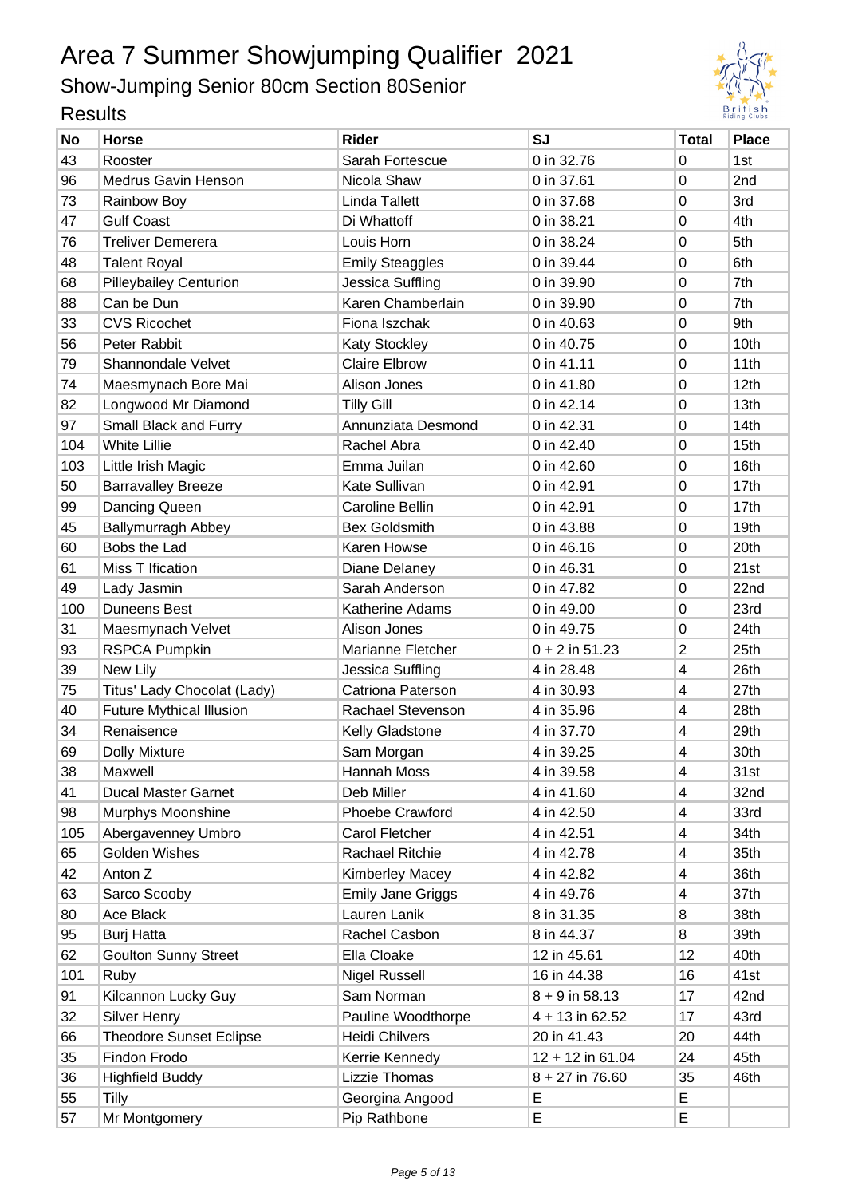# Area 7 Summer Showjumping Qualifier 2021

## Show-Jumping Senior 80cm Section 80Senior

### Results

| No | Horse | Rider | SJ | Total | Place |
|---|---|---|---|---|---|
| 43 | Rooster | Sarah Fortescue | 0 in 32.76 | 0 | 1st |
| 96 | Medrus Gavin Henson | Nicola Shaw | 0 in 37.61 | 0 | 2nd |
| 73 | Rainbow Boy | Linda Tallett | 0 in 37.68 | 0 | 3rd |
| 47 | Gulf Coast | Di Whattoff | 0 in 38.21 | 0 | 4th |
| 76 | Treliver Demerera | Louis Horn | 0 in 38.24 | 0 | 5th |
| 48 | Talent Royal | Emily Steaggles | 0 in 39.44 | 0 | 6th |
| 68 | Pilleybailey Centurion | Jessica Suffling | 0 in 39.90 | 0 | 7th |
| 88 | Can be Dun | Karen Chamberlain | 0 in 39.90 | 0 | 7th |
| 33 | CVS Ricochet | Fiona Iszchak | 0 in 40.63 | 0 | 9th |
| 56 | Peter Rabbit | Katy Stockley | 0 in 40.75 | 0 | 10th |
| 79 | Shannondale Velvet | Claire Elbrow | 0 in 41.11 | 0 | 11th |
| 74 | Maesmynach Bore Mai | Alison Jones | 0 in 41.80 | 0 | 12th |
| 82 | Longwood Mr Diamond | Tilly Gill | 0 in 42.14 | 0 | 13th |
| 97 | Small Black and Furry | Annunziata Desmond | 0 in 42.31 | 0 | 14th |
| 104 | White Lillie | Rachel Abra | 0 in 42.40 | 0 | 15th |
| 103 | Little Irish Magic | Emma Juilan | 0 in 42.60 | 0 | 16th |
| 50 | Barravalley Breeze | Kate Sullivan | 0 in 42.91 | 0 | 17th |
| 99 | Dancing Queen | Caroline Bellin | 0 in 42.91 | 0 | 17th |
| 45 | Ballymurragh Abbey | Bex Goldsmith | 0 in 43.88 | 0 | 19th |
| 60 | Bobs the Lad | Karen Howse | 0 in 46.16 | 0 | 20th |
| 61 | Miss T Ification | Diane Delaney | 0 in 46.31 | 0 | 21st |
| 49 | Lady Jasmin | Sarah Anderson | 0 in 47.82 | 0 | 22nd |
| 100 | Duneens Best | Katherine Adams | 0 in 49.00 | 0 | 23rd |
| 31 | Maesmynach Velvet | Alison Jones | 0 in 49.75 | 0 | 24th |
| 93 | RSPCA Pumpkin | Marianne Fletcher | 0 + 2 in 51.23 | 2 | 25th |
| 39 | New Lily | Jessica Suffling | 4 in 28.48 | 4 | 26th |
| 75 | Titus' Lady Chocolat (Lady) | Catriona Paterson | 4 in 30.93 | 4 | 27th |
| 40 | Future Mythical Illusion | Rachael Stevenson | 4 in 35.96 | 4 | 28th |
| 34 | Renaisence | Kelly Gladstone | 4 in 37.70 | 4 | 29th |
| 69 | Dolly Mixture | Sam Morgan | 4 in 39.25 | 4 | 30th |
| 38 | Maxwell | Hannah Moss | 4 in 39.58 | 4 | 31st |
| 41 | Ducal Master Garnet | Deb Miller | 4 in 41.60 | 4 | 32nd |
| 98 | Murphys Moonshine | Phoebe Crawford | 4 in 42.50 | 4 | 33rd |
| 105 | Abergavenney Umbro | Carol Fletcher | 4 in 42.51 | 4 | 34th |
| 65 | Golden Wishes | Rachael Ritchie | 4 in 42.78 | 4 | 35th |
| 42 | Anton Z | Kimberley Macey | 4 in 42.82 | 4 | 36th |
| 63 | Sarco Scooby | Emily Jane Griggs | 4 in 49.76 | 4 | 37th |
| 80 | Ace Black | Lauren Lanik | 8 in 31.35 | 8 | 38th |
| 95 | Burj Hatta | Rachel Casbon | 8 in 44.37 | 8 | 39th |
| 62 | Goulton Sunny Street | Ella Cloake | 12 in 45.61 | 12 | 40th |
| 101 | Ruby | Nigel Russell | 16 in 44.38 | 16 | 41st |
| 91 | Kilcannon Lucky Guy | Sam Norman | 8 + 9 in 58.13 | 17 | 42nd |
| 32 | Silver Henry | Pauline Woodthorpe | 4 + 13 in 62.52 | 17 | 43rd |
| 66 | Theodore Sunset Eclipse | Heidi Chilvers | 20 in 41.43 | 20 | 44th |
| 35 | Findon Frodo | Kerrie Kennedy | 12 + 12 in 61.04 | 24 | 45th |
| 36 | Highfield Buddy | Lizzie Thomas | 8 + 27 in 76.60 | 35 | 46th |
| 55 | Tilly | Georgina Angood | E | E | |
| 57 | Mr Montgomery | Pip Rathbone | E | E | |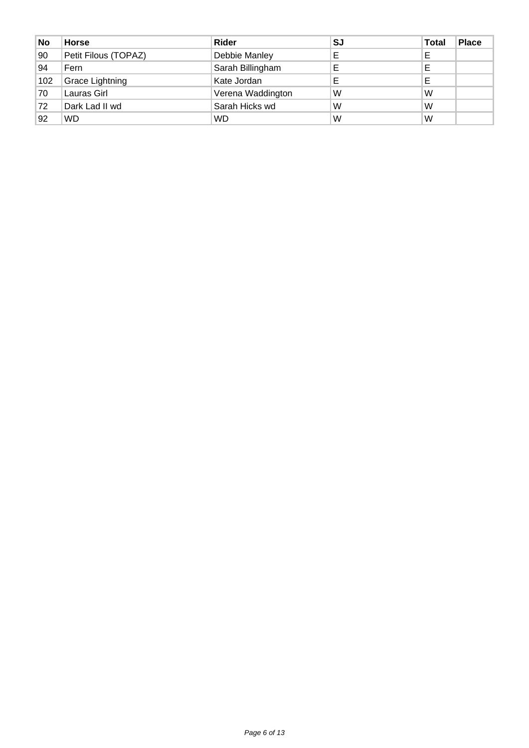| No | Horse | Rider | SJ | Total | Place |
| --- | --- | --- | --- | --- | --- |
| 90 | Petit Filous (TOPAZ) | Debbie Manley | E | E | |
| 94 | Fern | Sarah Billingham | E | E | |
| 102 | Grace Lightning | Kate Jordan | E | E | |
| 70 | Lauras Girl | Verena Waddington | W | W | |
| 72 | Dark Lad II wd | Sarah Hicks wd | W | W | |
| 92 | WD | WD | W | W | |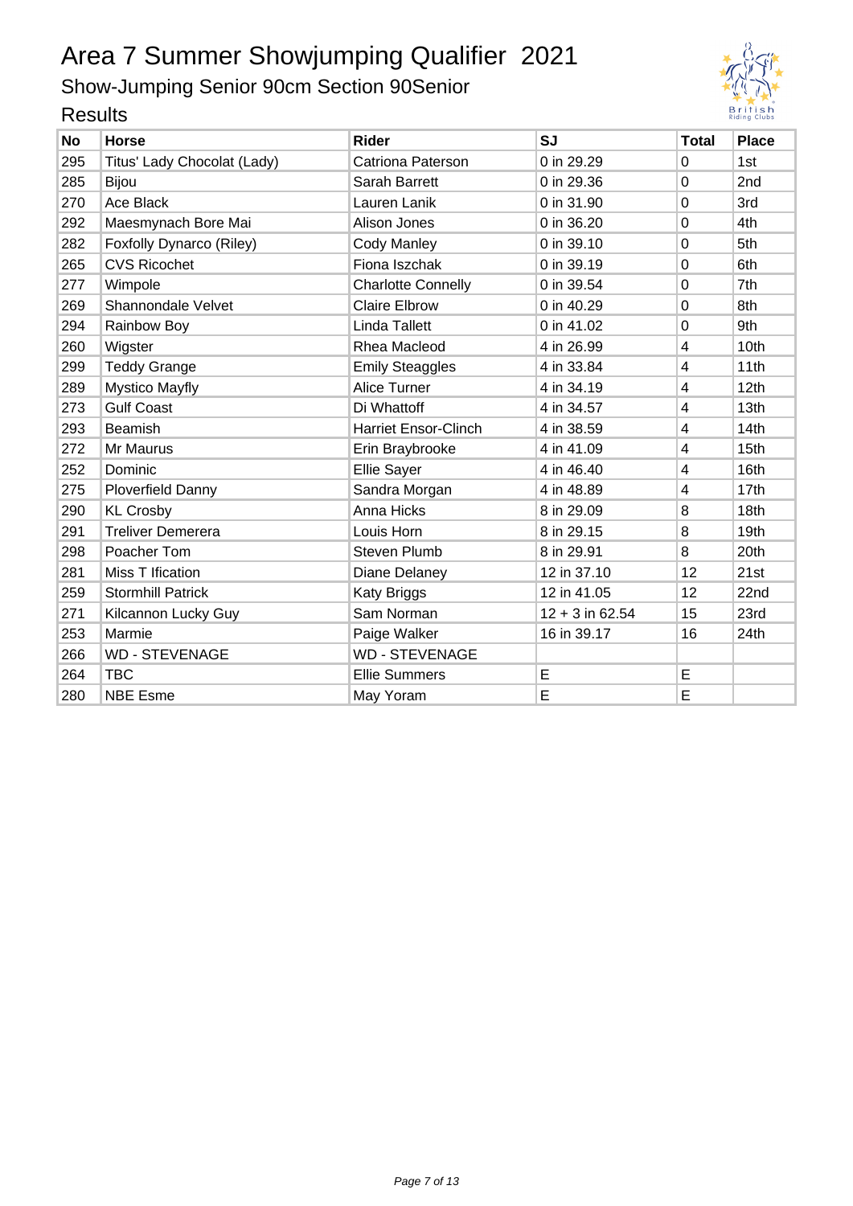# Area 7 Summer Showjumping Qualifier 2021

## Show-Jumping Senior 90cm Section 90Senior

### Results

| No | Horse | Rider | SJ | Total | Place |
|---|---|---|---|---|---|
| 295 | Titus' Lady Chocolat (Lady) | Catriona Paterson | 0 in 29.29 | 0 | 1st |
| 285 | Bijou | Sarah Barrett | 0 in 29.36 | 0 | 2nd |
| 270 | Ace Black | Lauren Lanik | 0 in 31.90 | 0 | 3rd |
| 292 | Maesmynach Bore Mai | Alison Jones | 0 in 36.20 | 0 | 4th |
| 282 | Foxfolly Dynarco (Riley) | Cody Manley | 0 in 39.10 | 0 | 5th |
| 265 | CVS Ricochet | Fiona Iszchak | 0 in 39.19 | 0 | 6th |
| 277 | Wimpole | Charlotte Connelly | 0 in 39.54 | 0 | 7th |
| 269 | Shannondale Velvet | Claire Elbrow | 0 in 40.29 | 0 | 8th |
| 294 | Rainbow Boy | Linda Tallett | 0 in 41.02 | 0 | 9th |
| 260 | Wigster | Rhea Macleod | 4 in 26.99 | 4 | 10th |
| 299 | Teddy Grange | Emily Steaggles | 4 in 33.84 | 4 | 11th |
| 289 | Mystico Mayfly | Alice Turner | 4 in 34.19 | 4 | 12th |
| 273 | Gulf Coast | Di Whattoff | 4 in 34.57 | 4 | 13th |
| 293 | Beamish | Harriet Ensor-Clinch | 4 in 38.59 | 4 | 14th |
| 272 | Mr Maurus | Erin Braybrooke | 4 in 41.09 | 4 | 15th |
| 252 | Dominic | Ellie Sayer | 4 in 46.40 | 4 | 16th |
| 275 | Ploverfield Danny | Sandra Morgan | 4 in 48.89 | 4 | 17th |
| 290 | KL Crosby | Anna Hicks | 8 in 29.09 | 8 | 18th |
| 291 | Treliver Demerera | Louis Horn | 8 in 29.15 | 8 | 19th |
| 298 | Poacher Tom | Steven Plumb | 8 in 29.91 | 8 | 20th |
| 281 | Miss T Ification | Diane Delaney | 12 in 37.10 | 12 | 21st |
| 259 | Stormhill Patrick | Katy Briggs | 12 in 41.05 | 12 | 22nd |
| 271 | Kilcannon Lucky Guy | Sam Norman | 12 + 3 in 62.54 | 15 | 23rd |
| 253 | Marmie | Paige Walker | 16 in 39.17 | 16 | 24th |
| 266 | WD - STEVENAGE | WD - STEVENAGE | | | |
| 264 | TBC | Ellie Summers | E | E | |
| 280 | NBE Esme | May Yoram | E | E | |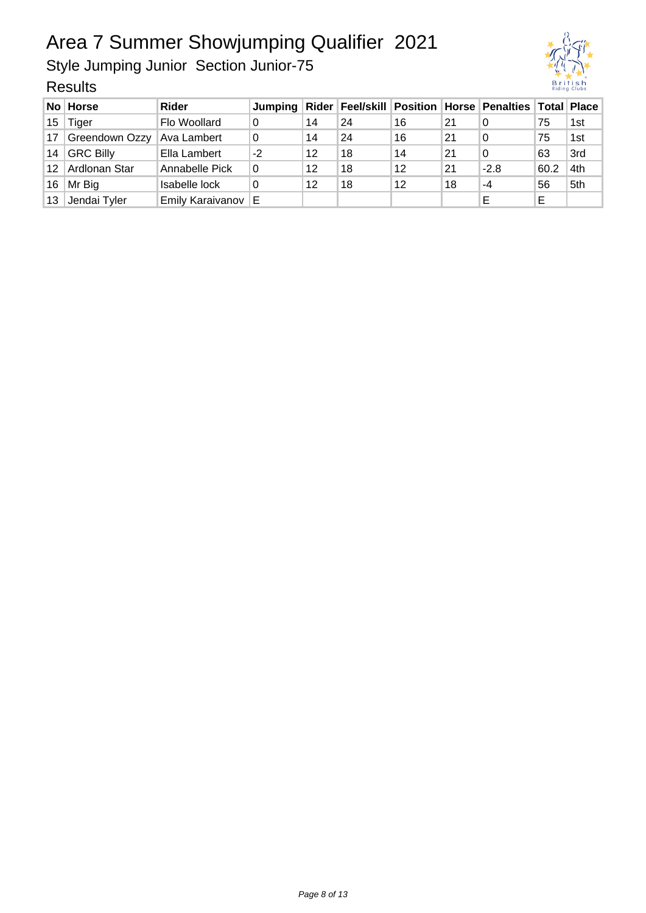# Area 7 Summer Showjumping Qualifier 2021

## Style Jumping Junior Section Junior-75

### Results

| No | Horse | Rider | Jumping | Rider | Feel/skill | Position | Horse | Penalties | Total | Place |
|---|---|---|---|---|---|---|---|---|---|---|
| 15 | Tiger | Flo Woollard | 0 | 14 | 24 | 16 | 21 | 0 | 75 | 1st |
| 17 | Greendown Ozzy | Ava Lambert | 0 | 14 | 24 | 16 | 21 | 0 | 75 | 1st |
| 14 | GRC Billy | Ella Lambert | -2 | 12 | 18 | 14 | 21 | 0 | 63 | 3rd |
| 12 | Ardlonan Star | Annabelle Pick | 0 | 12 | 18 | 12 | 21 | -2.8 | 60.2 | 4th |
| 16 | Mr Big | Isabelle lock | 0 | 12 | 18 | 12 | 18 | -4 | 56 | 5th |
| 13 | Jendai Tyler | Emily Karaivanov | E | | | | | E | E | |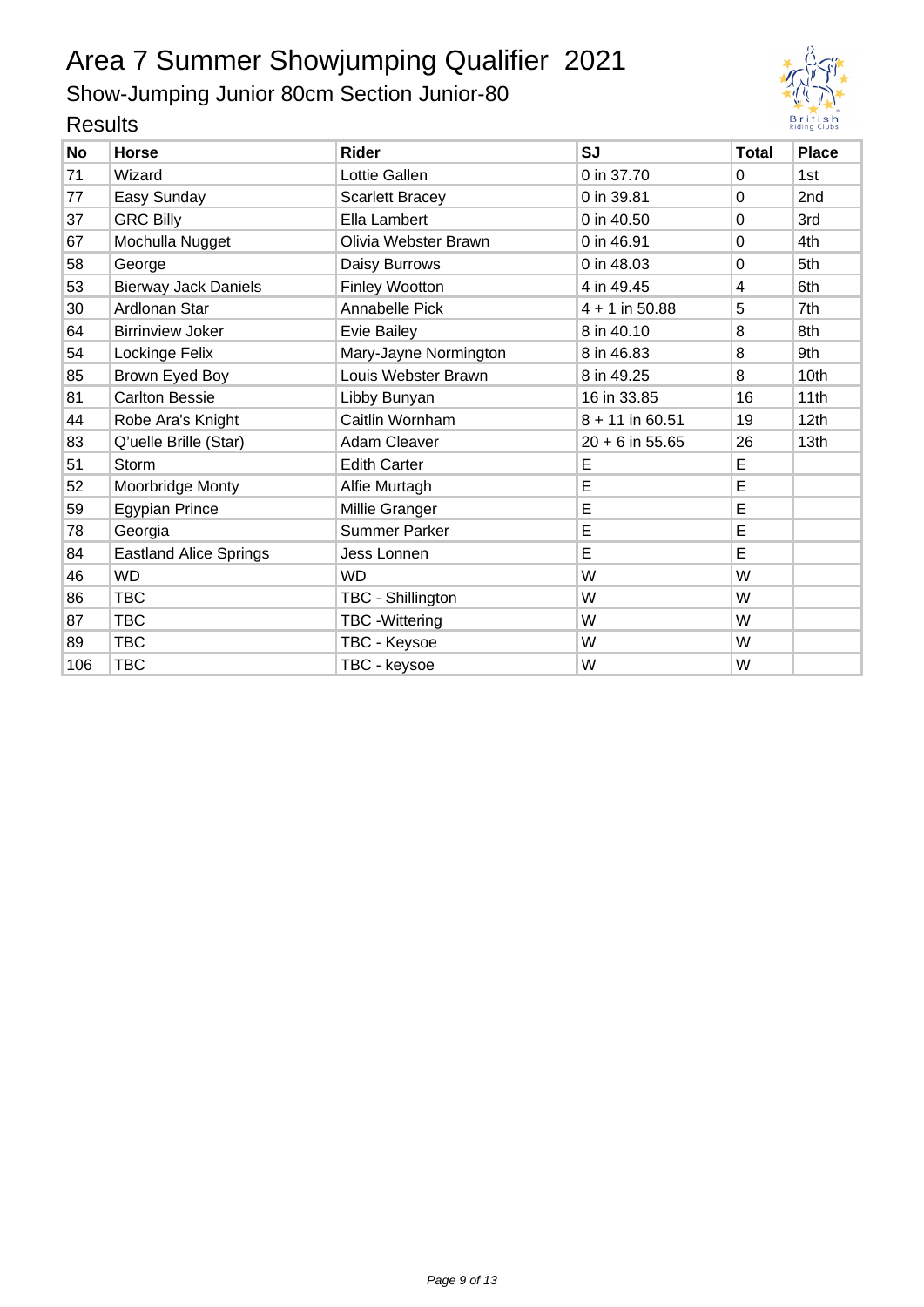# Area 7 Summer Showjumping Qualifier 2021

## Show-Jumping Junior 80cm Section Junior-80

### Results

| No | Horse | Rider | SJ | Total | Place |
|---|---|---|---|---|---|
| 71 | Wizard | Lottie Gallen | 0 in 37.70 | 0 | 1st |
| 77 | Easy Sunday | Scarlett Bracey | 0 in 39.81 | 0 | 2nd |
| 37 | GRC Billy | Ella Lambert | 0 in 40.50 | 0 | 3rd |
| 67 | Mochulla Nugget | Olivia Webster Brawn | 0 in 46.91 | 0 | 4th |
| 58 | George | Daisy Burrows | 0 in 48.03 | 0 | 5th |
| 53 | Bierway Jack Daniels | Finley Wootton | 4 in 49.45 | 4 | 6th |
| 30 | Ardlonan Star | Annabelle Pick | 4 + 1 in 50.88 | 5 | 7th |
| 64 | Birrinview Joker | Evie Bailey | 8 in 40.10 | 8 | 8th |
| 54 | Lockinge Felix | Mary-Jayne Normington | 8 in 46.83 | 8 | 9th |
| 85 | Brown Eyed Boy | Louis Webster Brawn | 8 in 49.25 | 8 | 10th |
| 81 | Carlton Bessie | Libby Bunyan | 16 in 33.85 | 16 | 11th |
| 44 | Robe Ara's Knight | Caitlin Wornham | 8 + 11 in 60.51 | 19 | 12th |
| 83 | Q'uelle Brille (Star) | Adam Cleaver | 20 + 6 in 55.65 | 26 | 13th |
| 51 | Storm | Edith Carter | E | E | |
| 52 | Moorbridge Monty | Alfie Murtagh | E | E | |
| 59 | Egypian Prince | Millie Granger | E | E | |
| 78 | Georgia | Summer Parker | E | E | |
| 84 | Eastland Alice Springs | Jess Lonnen | E | E | |
| 46 | WD | WD | W | W | |
| 86 | TBC | TBC - Shillington | W | W | |
| 87 | TBC | TBC -Wittering | W | W | |
| 89 | TBC | TBC - Keysoe | W | W | |
| 106 | TBC | TBC - keysoe | W | W | |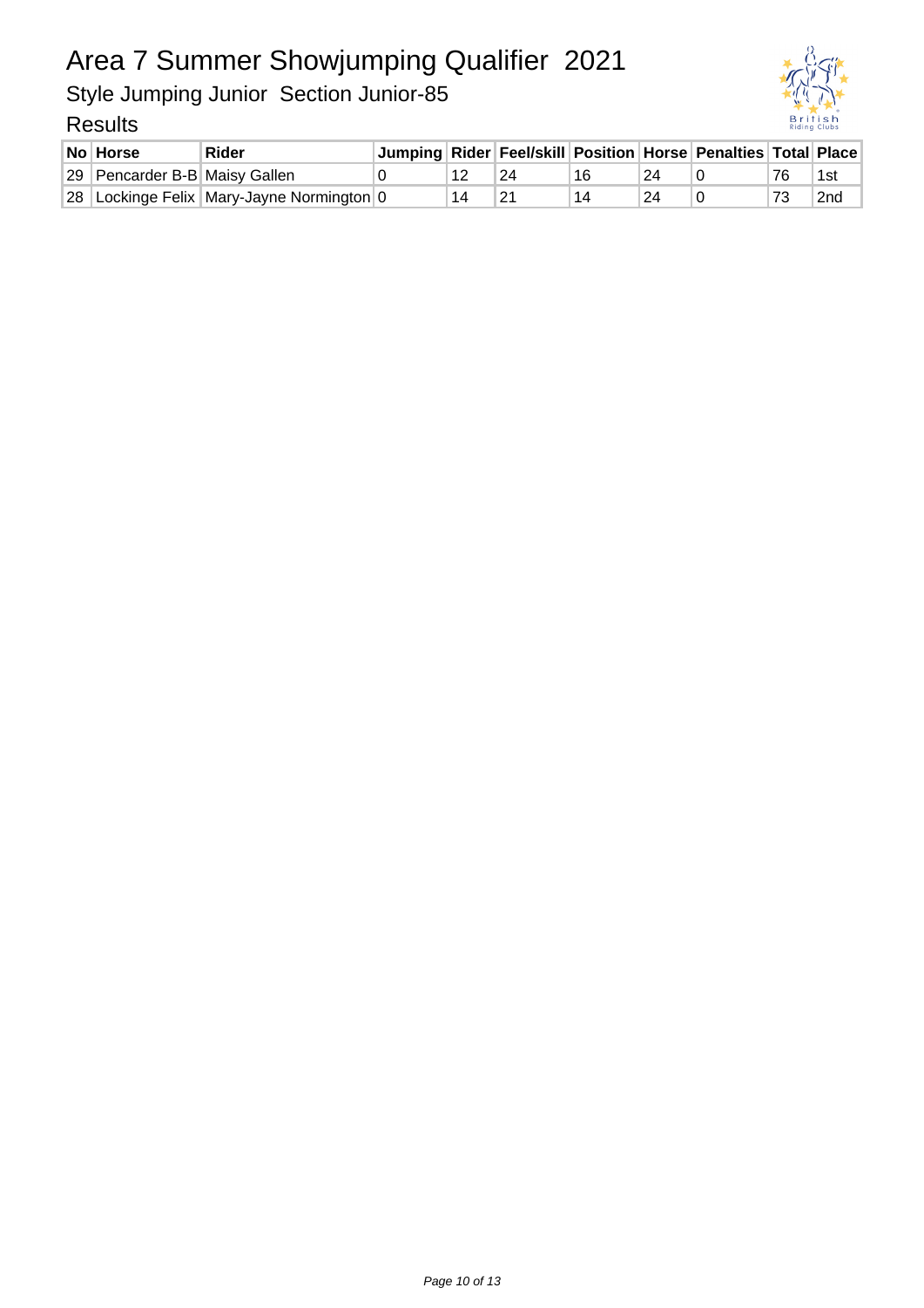# Area 7 Summer Showjumping Qualifier 2021

## Style Jumping Junior Section Junior-85

### Results

| No | Horse | Rider | Jumping | Rider | Feel/skill | Position | Horse | Penalties | Total | Place |
|---|---|---|---|---|---|---|---|---|---|---|
| 29 | Pencarder B-B | Maisy Gallen | 0 | 12 | 24 | 16 | 24 | 0 | 76 | 1st |
| 28 | Lockinge Felix | Mary-Jayne Normington | 0 | 14 | 21 | 14 | 24 | 0 | 73 | 2nd |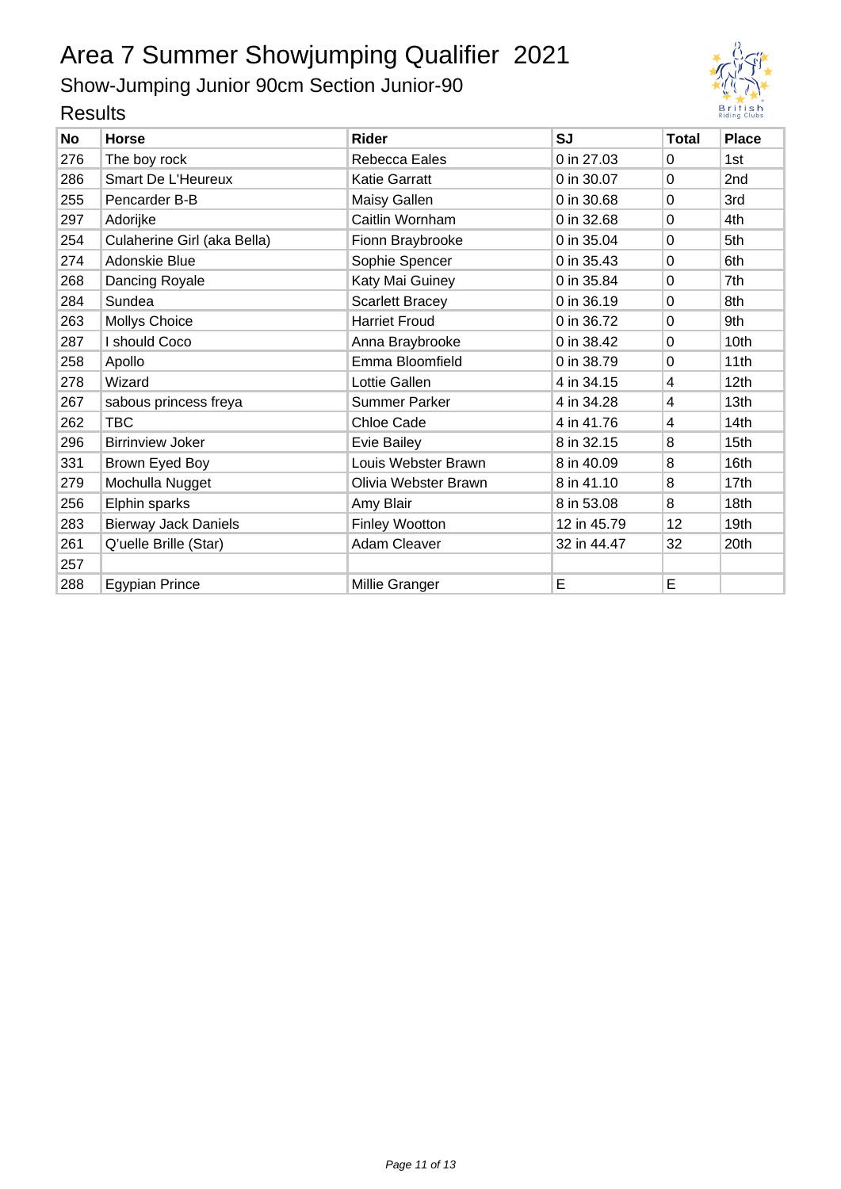# Area 7 Summer Showjumping Qualifier 2021

## Show-Jumping Junior 90cm Section Junior-90

### Results

| No | Horse | Rider | SJ | Total | Place |
|---|---|---|---|---|---|
| 276 | The boy rock | Rebecca Eales | 0 in 27.03 | 0 | 1st |
| 286 | Smart De L'Heureux | Katie Garratt | 0 in 30.07 | 0 | 2nd |
| 255 | Pencarder B-B | Maisy Gallen | 0 in 30.68 | 0 | 3rd |
| 297 | Adorijke | Caitlin Wornham | 0 in 32.68 | 0 | 4th |
| 254 | Culaherine Girl (aka Bella) | Fionn Braybrooke | 0 in 35.04 | 0 | 5th |
| 274 | Adonskie Blue | Sophie Spencer | 0 in 35.43 | 0 | 6th |
| 268 | Dancing Royale | Katy Mai Guiney | 0 in 35.84 | 0 | 7th |
| 284 | Sundea | Scarlett Bracey | 0 in 36.19 | 0 | 8th |
| 263 | Mollys Choice | Harriet Froud | 0 in 36.72 | 0 | 9th |
| 287 | I should Coco | Anna Braybrooke | 0 in 38.42 | 0 | 10th |
| 258 | Apollo | Emma Bloomfield | 0 in 38.79 | 0 | 11th |
| 278 | Wizard | Lottie Gallen | 4 in 34.15 | 4 | 12th |
| 267 | sabous princess freya | Summer Parker | 4 in 34.28 | 4 | 13th |
| 262 | TBC | Chloe Cade | 4 in 41.76 | 4 | 14th |
| 296 | Birrinview Joker | Evie Bailey | 8 in 32.15 | 8 | 15th |
| 331 | Brown Eyed Boy | Louis Webster Brawn | 8 in 40.09 | 8 | 16th |
| 279 | Mochulla Nugget | Olivia Webster Brawn | 8 in 41.10 | 8 | 17th |
| 256 | Elphin sparks | Amy Blair | 8 in 53.08 | 8 | 18th |
| 283 | Bierway Jack Daniels | Finley Wootton | 12 in 45.79 | 12 | 19th |
| 261 | Q'uelle Brille (Star) | Adam Cleaver | 32 in 44.47 | 32 | 20th |
| 257 | | | | | |
| 288 | Egypian Prince | Millie Granger | E | E | |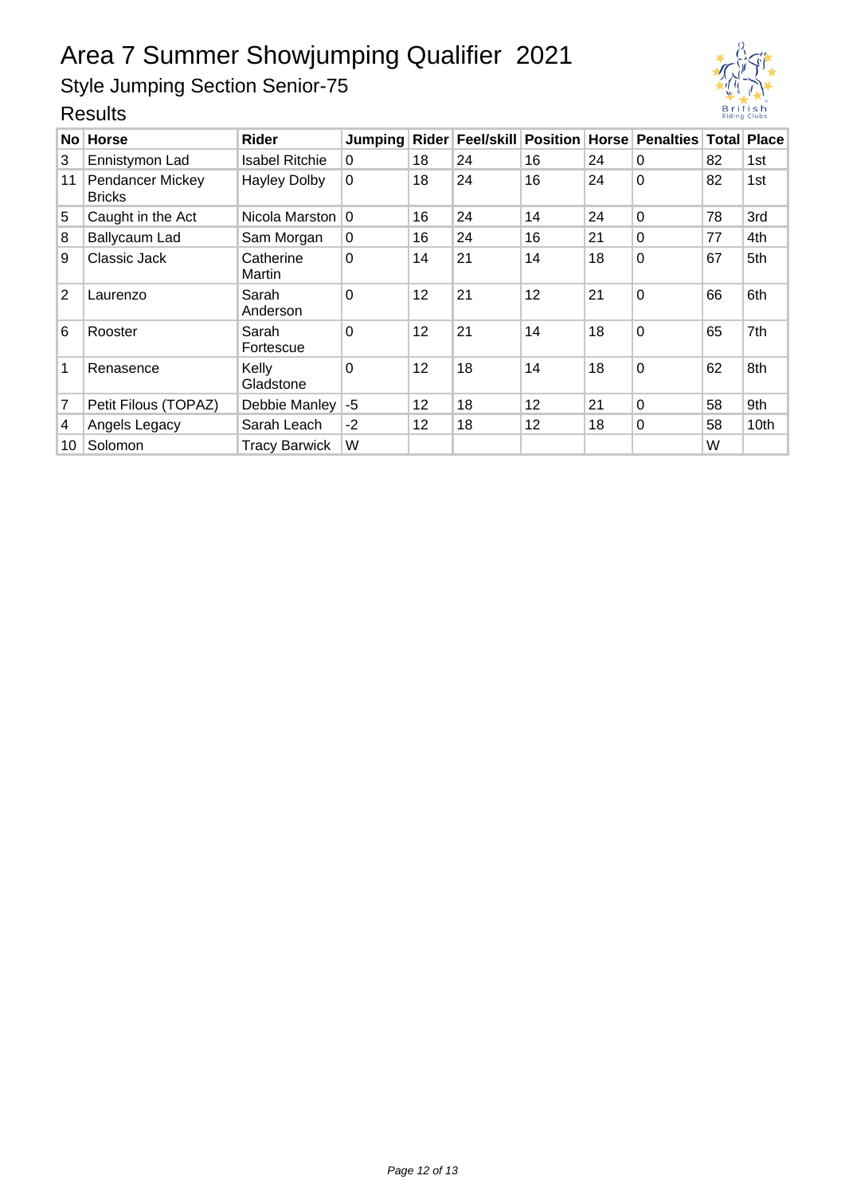# Area 7 Summer Showjumping Qualifier 2021

## Style Jumping Section Senior-75

### Results

| No | Horse | Rider | Jumping | Rider | Feel/skill | Position | Horse | Penalties | Total | Place |
|---|---|---|---|---|---|---|---|---|---|---|
| 3 | Ennistymon Lad | Isabel Ritchie | 0 | 18 | 24 | 16 | 24 | 0 | 82 | 1st |
| 11 | Pendancer Mickey Bricks | Hayley Dolby | 0 | 18 | 24 | 16 | 24 | 0 | 82 | 1st |
| 5 | Caught in the Act | Nicola Marston | 0 | 16 | 24 | 14 | 24 | 0 | 78 | 3rd |
| 8 | Ballycaum Lad | Sam Morgan | 0 | 16 | 24 | 16 | 21 | 0 | 77 | 4th |
| 9 | Classic Jack | Catherine Martin | 0 | 14 | 21 | 14 | 18 | 0 | 67 | 5th |
| 2 | Laurenzo | Sarah Anderson | 0 | 12 | 21 | 12 | 21 | 0 | 66 | 6th |
| 6 | Rooster | Sarah Fortescue | 0 | 12 | 21 | 14 | 18 | 0 | 65 | 7th |
| 1 | Renasence | Kelly Gladstone | 0 | 12 | 18 | 14 | 18 | 0 | 62 | 8th |
| 7 | Petit Filous (TOPAZ) | Debbie Manley | -5 | 12 | 18 | 12 | 21 | 0 | 58 | 9th |
| 4 | Angels Legacy | Sarah Leach | -2 | 12 | 18 | 12 | 18 | 0 | 58 | 10th |
| 10 | Solomon | Tracy Barwick | W | | | | | | W | |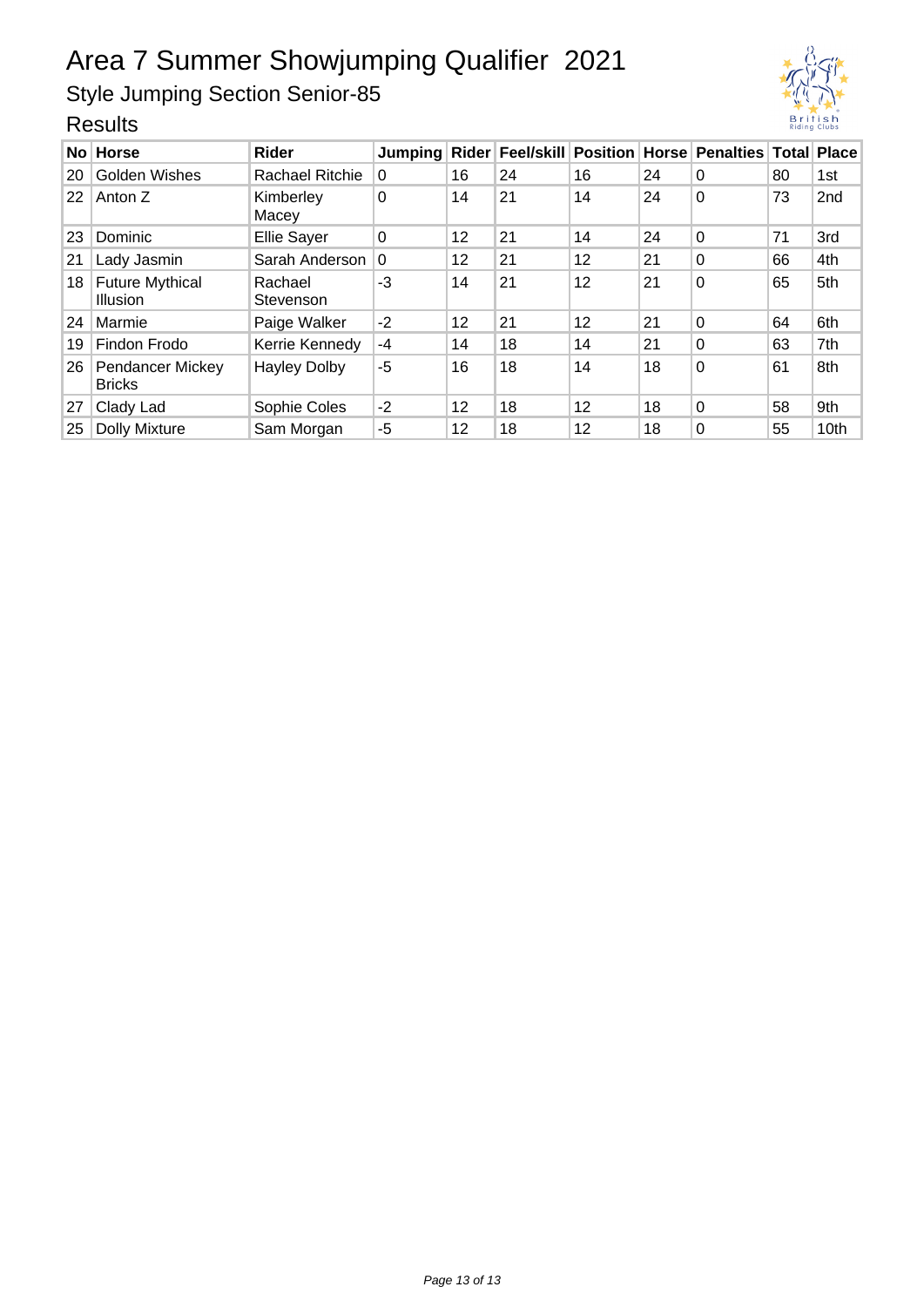# Area 7 Summer Showjumping Qualifier 2021

## Style Jumping Section Senior-85

### Results

| No | Horse | Rider | Jumping | Rider | Feel/skill | Position | Horse | Penalties | Total | Place |
|---|---|---|---|---|---|---|---|---|---|---|
| 20 | Golden Wishes | Rachael Ritchie | 0 | 16 | 24 | 16 | 24 | 0 | 80 | 1st |
| 22 | Anton Z | Kimberley Macey | 0 | 14 | 21 | 14 | 24 | 0 | 73 | 2nd |
| 23 | Dominic | Ellie Sayer | 0 | 12 | 21 | 14 | 24 | 0 | 71 | 3rd |
| 21 | Lady Jasmin | Sarah Anderson | 0 | 12 | 21 | 12 | 21 | 0 | 66 | 4th |
| 18 | Future Mythical Illusion | Rachael Stevenson | -3 | 14 | 21 | 12 | 21 | 0 | 65 | 5th |
| 24 | Marmie | Paige Walker | -2 | 12 | 21 | 12 | 21 | 0 | 64 | 6th |
| 19 | Findon Frodo | Kerrie Kennedy | -4 | 14 | 18 | 14 | 21 | 0 | 63 | 7th |
| 26 | Pendancer Mickey Bricks | Hayley Dolby | -5 | 16 | 18 | 14 | 18 | 0 | 61 | 8th |
| 27 | Clady Lad | Sophie Coles | -2 | 12 | 18 | 12 | 18 | 0 | 58 | 9th |
| 25 | Dolly Mixture | Sam Morgan | -5 | 12 | 18 | 12 | 18 | 0 | 55 | 10th |